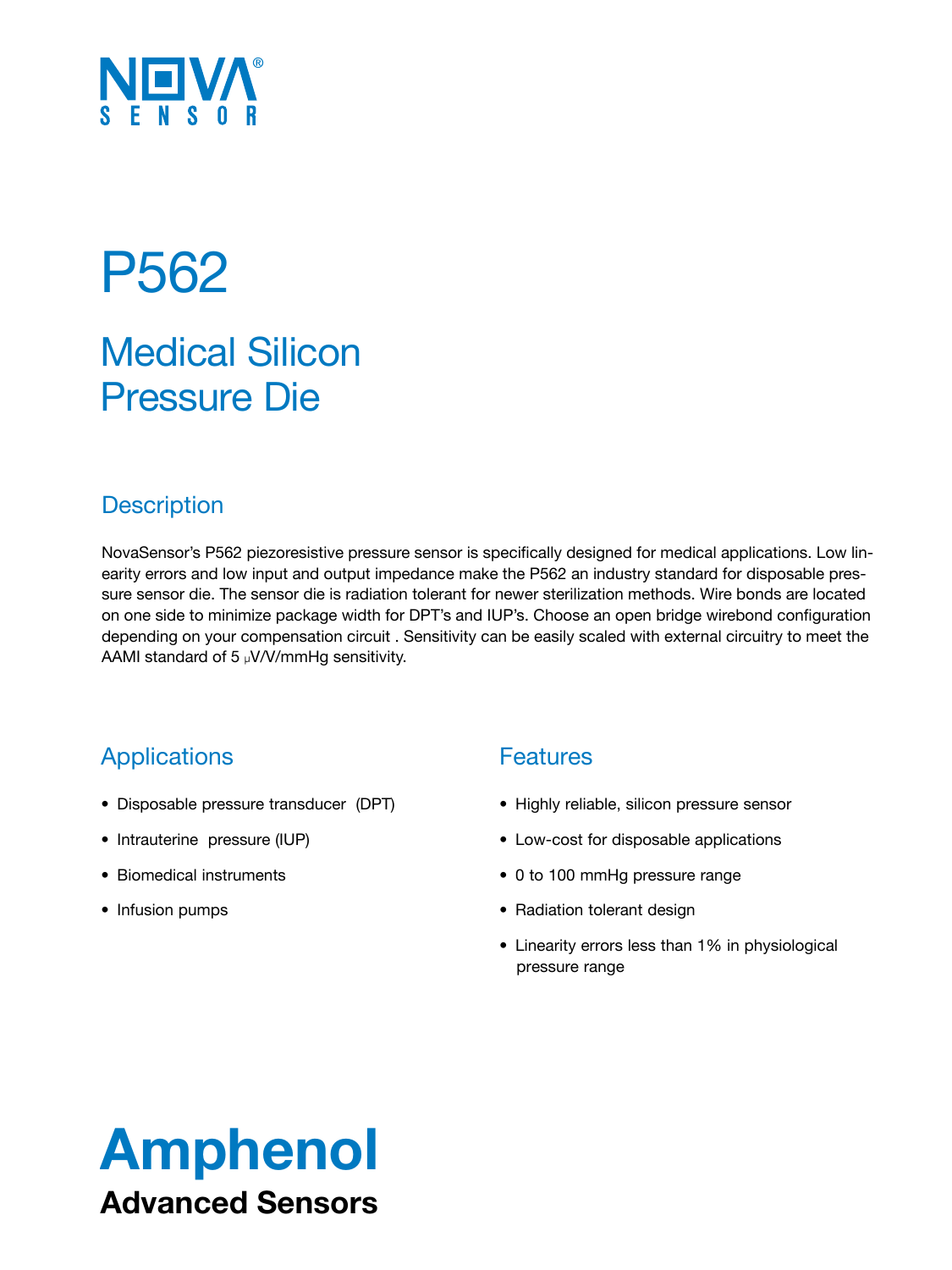NOVA® SENSOR

# P562

## Medical Silicon Pressure Die

### Description

NovaSensor's P562 piezoresistive pressure sensor is specifically designed for medical applications. Low linearity errors and low input and output impedance make the P562 an industry standard for disposable pressure sensor die. The sensor die is radiation tolerant for newer sterilization methods. Wire bonds are located on one side to minimize package width for DPT's and IUP's. Choose an open bridge wirebond configuration depending on your compensation circuit . Sensitivity can be easily scaled with external circuitry to meet the AAMI standard of 5 μV/V/mmHg sensitivity.

### Applications

- Disposable pressure transducer (DPT)
- Intrauterine pressure (IUP)
- Biomedical instruments
- Infusion pumps

### Features

- Highly reliable, silicon pressure sensor
- Low-cost for disposable applications
- 0 to 100 mmHg pressure range
- Radiation tolerant design
- Linearity errors less than 1% in physiological pressure range

**Amphenol**

**Advanced Sensors**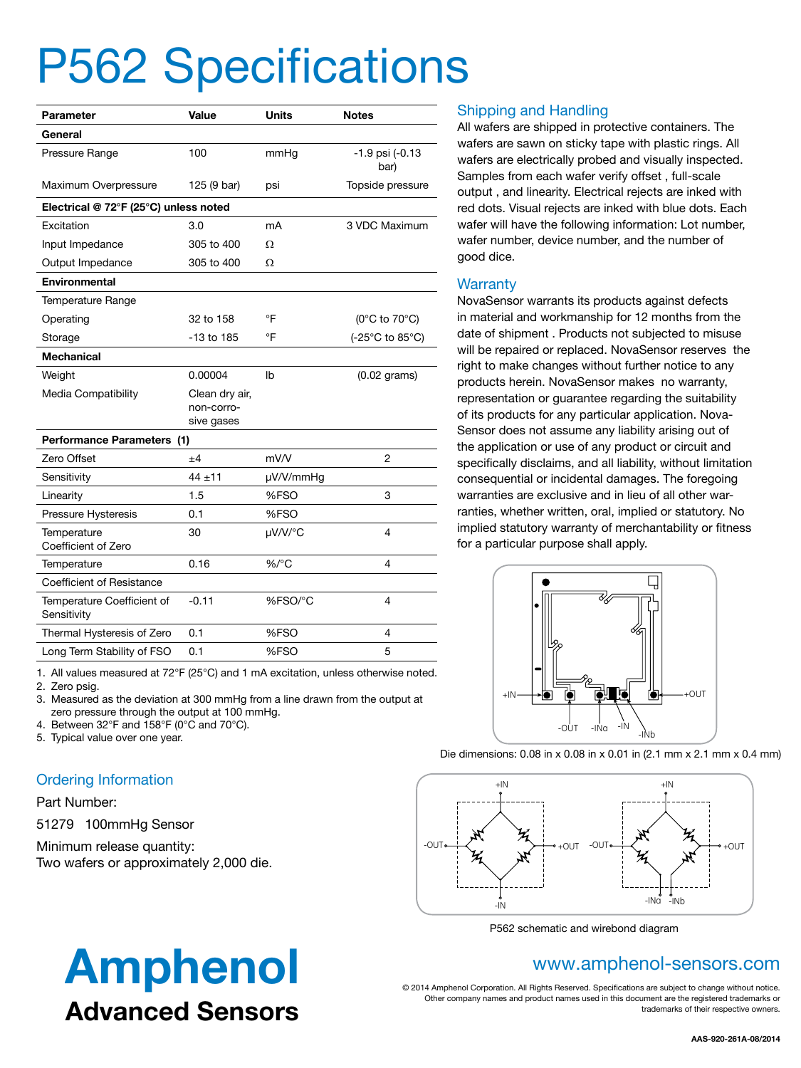# P562 Specifications

| Parameter | Value | Units | Notes |
|---|---|---|---|
| **General** | | | |
| Pressure Range | 100 | mmHg | -1.9 psi (-0.13 bar) |
| Maximum Overpressure | 125 (9 bar) | psi | Topside pressure |
| **Electrical @ 72°F (25°C) unless noted** | | | |
| Excitation | 3.0 | mA | 3 VDC Maximum |
| Input Impedance | 305 to 400 | Ω | |
| Output Impedance | 305 to 400 | Ω | |
| **Environmental** | | | |
| Temperature Range | | | |
| Operating | 32 to 158 | °F | (0°C to 70°C) |
| Storage | -13 to 185 | °F | (-25°C to 85°C) |
| **Mechanical** | | | |
| Weight | 0.00004 | lb | (0.02 grams) |
| Media Compatibility | Clean dry air, non-corrosive gases | | |
| **Performance Parameters (1)** | | | |
| Zero Offset | ±4 | mV/V | 2 |
| Sensitivity | 44 ±11 | μV/V/mmHg | |
| Linearity | 1.5 | %FSO | 3 |
| Pressure Hysteresis | 0.1 | %FSO | |
| Temperature Coefficient of Zero | 30 | μV/V/°C | 4 |
| Temperature Coefficient of Resistance | 0.16 | %/°C | 4 |
| Temperature Coefficient of Sensitivity | -0.11 | %FSO/°C | 4 |
| Thermal Hysteresis of Zero | 0.1 | %FSO | 4 |
| Long Term Stability of FSO | 0.1 | %FSO | 5 |

1. All values measured at 72°F (25°C) and 1 mA excitation, unless otherwise noted.
2. Zero psig.
3. Measured as the deviation at 300 mmHg from a line drawn from the output at zero pressure through the output at 100 mmHg.
4. Between 32°F and 158°F (0°C and 70°C).
5. Typical value over one year.

## Shipping and Handling

All wafers are shipped in protective containers. The wafers are sawn on sticky tape with plastic rings. All wafers are electrically probed and visually inspected. Samples from each wafer verify offset , full-scale output , and linearity. Electrical rejects are inked with red dots. Visual rejects are inked with blue dots. Each wafer will have the following information: Lot number, wafer number, device number, and the number of good dice.

## Warranty

NovaSensor warrants its products against defects in material and workmanship for 12 months from the date of shipment . Products not subjected to misuse will be repaired or replaced. NovaSensor reserves the right to make changes without further notice to any products herein. NovaSensor makes no warranty, representation or guarantee regarding the suitability of its products for any particular application. NovaSensor does not assume any liability arising out of the application or use of any product or circuit and specifically disclaims, and all liability, without limitation consequential or incidental damages. The foregoing warranties are exclusive and in lieu of all other warranties, whether written, oral, implied or statutory. No implied statutory warranty of merchantability or fitness for a particular purpose shall apply.

+IN
+OUT
-OUT
-INa
-IN
-INb

Die dimensions: 0.08 in x 0.08 in x 0.01 in (2.1 mm x 2.1 mm x 0.4 mm)

+IN
-OUT
+OUT
-IN
+IN
-OUT
+OUT
-INa
-INb

P562 schematic and wirebond diagram

## Ordering Information

Part Number:

51279 100mmHg Sensor

Minimum release quantity:
Two wafers or approximately 2,000 die.

**Amphenol**
**Advanced Sensors**

www.amphenol-sensors.com

© 2014 Amphenol Corporation. All Rights Reserved. Specifications are subject to change without notice. Other company names and product names used in this document are the registered trademarks or trademarks of their respective owners.

AAS-920-261A-08/2014